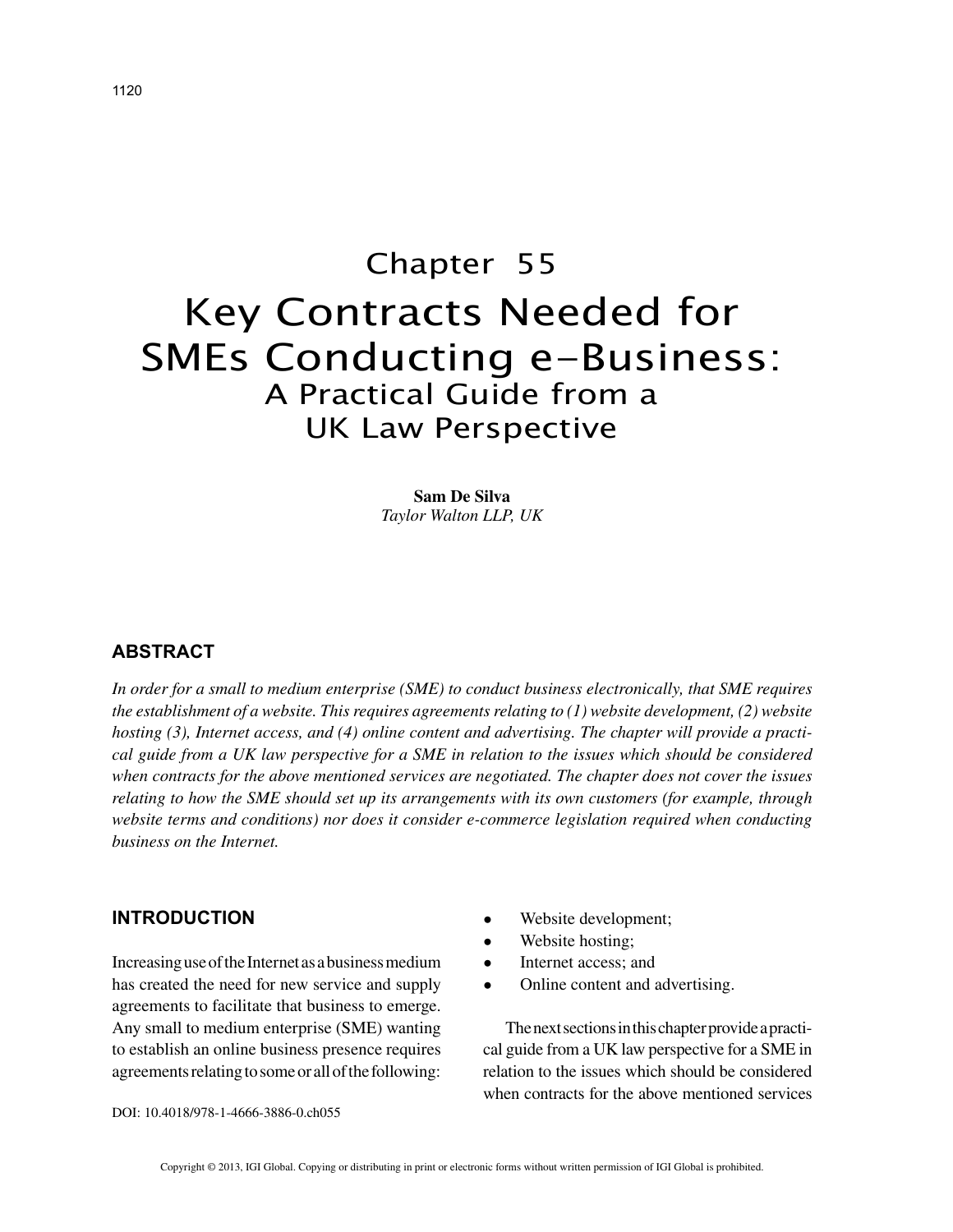# Chapter 55
# Key Contracts Needed for SMEs Conducting e-Business:
## A Practical Guide from a UK Law Perspective

**Sam De Silva**
*Taylor Walton LLP, UK*

## ABSTRACT

*In order for a small to medium enterprise (SME) to conduct business electronically, that SME requires the establishment of a website. This requires agreements relating to (1) website development, (2) website hosting (3), Internet access, and (4) online content and advertising. The chapter will provide a practical guide from a UK law perspective for a SME in relation to the issues which should be considered when contracts for the above mentioned services are negotiated. The chapter does not cover the issues relating to how the SME should set up its arrangements with its own customers (for example, through website terms and conditions) nor does it consider e-commerce legislation required when conducting business on the Internet.*

## INTRODUCTION

Increasing use of the Internet as a business medium has created the need for new service and supply agreements to facilitate that business to emerge. Any small to medium enterprise (SME) wanting to establish an online business presence requires agreements relating to some or all of the following:

- Website development;
- Website hosting;
- Internet access; and
- Online content and advertising.

The next sections in this chapter provide a practical guide from a UK law perspective for a SME in relation to the issues which should be considered when contracts for the above mentioned services

DOI: 10.4018/978-1-4666-3886-0.ch055

Copyright © 2013, IGI Global. Copying or distributing in print or electronic forms without written permission of IGI Global is prohibited.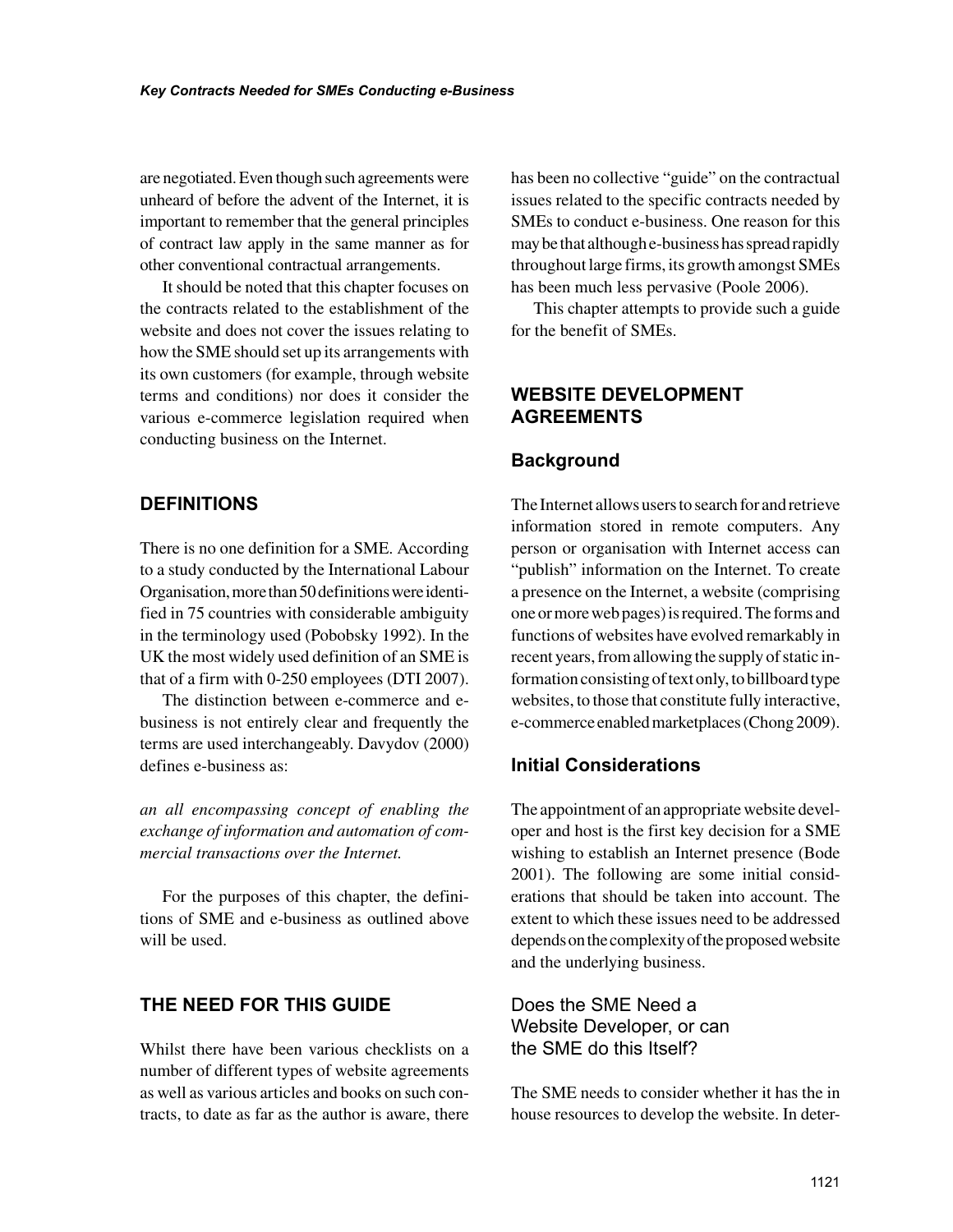are negotiated. Even though such agreements were unheard of before the advent of the Internet, it is important to remember that the general principles of contract law apply in the same manner as for other conventional contractual arrangements.

It should be noted that this chapter focuses on the contracts related to the establishment of the website and does not cover the issues relating to how the SME should set up its arrangements with its own customers (for example, through website terms and conditions) nor does it consider the various e-commerce legislation required when conducting business on the Internet.

## DEFINITIONS

There is no one definition for a SME. According to a study conducted by the International Labour Organisation, more than 50 definitions were identified in 75 countries with considerable ambiguity in the terminology used (Pobobsky 1992). In the UK the most widely used definition of an SME is that of a firm with 0-250 employees (DTI 2007).

The distinction between e-commerce and e-business is not entirely clear and frequently the terms are used interchangeably. Davydov (2000) defines e-business as:

*an all encompassing concept of enabling the exchange of information and automation of commercial transactions over the Internet.*

For the purposes of this chapter, the definitions of SME and e-business as outlined above will be used.

## THE NEED FOR THIS GUIDE

Whilst there have been various checklists on a number of different types of website agreements as well as various articles and books on such contracts, to date as far as the author is aware, there has been no collective "guide" on the contractual issues related to the specific contracts needed by SMEs to conduct e-business. One reason for this may be that although e-business has spread rapidly throughout large firms, its growth amongst SMEs has been much less pervasive (Poole 2006).

This chapter attempts to provide such a guide for the benefit of SMEs.

## WEBSITE DEVELOPMENT AGREEMENTS

### Background

The Internet allows users to search for and retrieve information stored in remote computers. Any person or organisation with Internet access can "publish" information on the Internet. To create a presence on the Internet, a website (comprising one or more web pages) is required. The forms and functions of websites have evolved remarkably in recent years, from allowing the supply of static information consisting of text only, to billboard type websites, to those that constitute fully interactive, e-commerce enabled marketplaces (Chong 2009).

### Initial Considerations

The appointment of an appropriate website developer and host is the first key decision for a SME wishing to establish an Internet presence (Bode 2001). The following are some initial considerations that should be taken into account. The extent to which these issues need to be addressed depends on the complexity of the proposed website and the underlying business.

#### Does the SME Need a Website Developer, or can the SME do this Itself?

The SME needs to consider whether it has the in house resources to develop the website. In deter-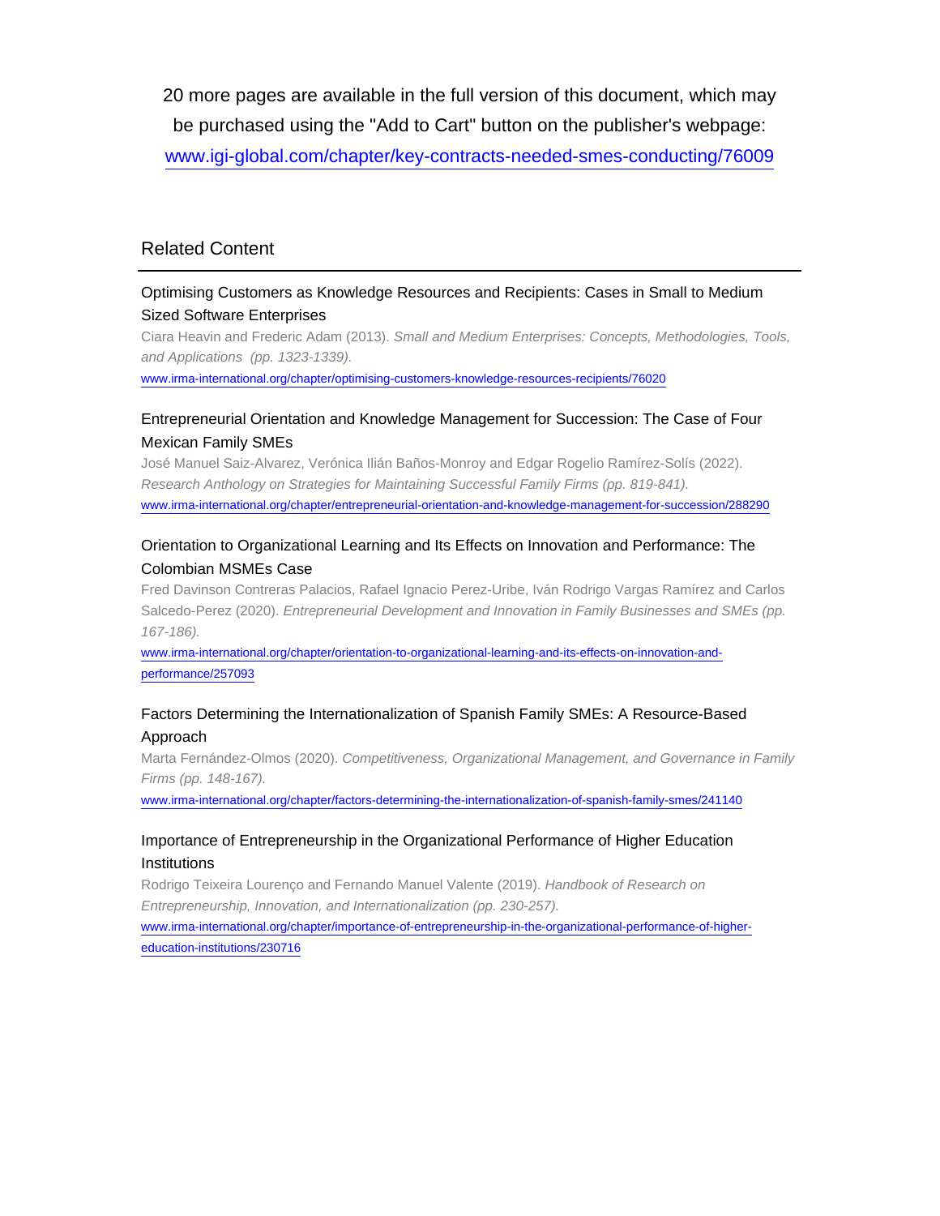20 more pages are available in the full version of this document, which may be purchased using the "Add to Cart" button on the publisher's webpage: www.igi-global.com/chapter/key-contracts-needed-smes-conducting/76009

## Related Content

Optimising Customers as Knowledge Resources and Recipients: Cases in Small to Medium Sized Software Enterprises

Ciara Heavin and Frederic Adam (2013). *Small and Medium Enterprises: Concepts, Methodologies, Tools, and Applications (pp. 1323-1339).*

www.irma-international.org/chapter/optimising-customers-knowledge-resources-recipients/76020

Entrepreneurial Orientation and Knowledge Management for Succession: The Case of Four Mexican Family SMEs

José Manuel Saiz-Alvarez, Verónica Ilián Baños-Monroy and Edgar Rogelio Ramírez-Solís (2022). *Research Anthology on Strategies for Maintaining Successful Family Firms (pp. 819-841).*

www.irma-international.org/chapter/entrepreneurial-orientation-and-knowledge-management-for-succession/288290

Orientation to Organizational Learning and Its Effects on Innovation and Performance: The Colombian MSMEs Case

Fred Davinson Contreras Palacios, Rafael Ignacio Perez-Uribe, Iván Rodrigo Vargas Ramírez and Carlos Salcedo-Perez (2020). *Entrepreneurial Development and Innovation in Family Businesses and SMEs (pp. 167-186).*

www.irma-international.org/chapter/orientation-to-organizational-learning-and-its-effects-on-innovation-and-performance/257093

Factors Determining the Internationalization of Spanish Family SMEs: A Resource-Based Approach

Marta Fernández-Olmos (2020). *Competitiveness, Organizational Management, and Governance in Family Firms (pp. 148-167).*

www.irma-international.org/chapter/factors-determining-the-internationalization-of-spanish-family-smes/241140

Importance of Entrepreneurship in the Organizational Performance of Higher Education Institutions

Rodrigo Teixeira Lourenço and Fernando Manuel Valente (2019). *Handbook of Research on Entrepreneurship, Innovation, and Internationalization (pp. 230-257).*

www.irma-international.org/chapter/importance-of-entrepreneurship-in-the-organizational-performance-of-higher-education-institutions/230716